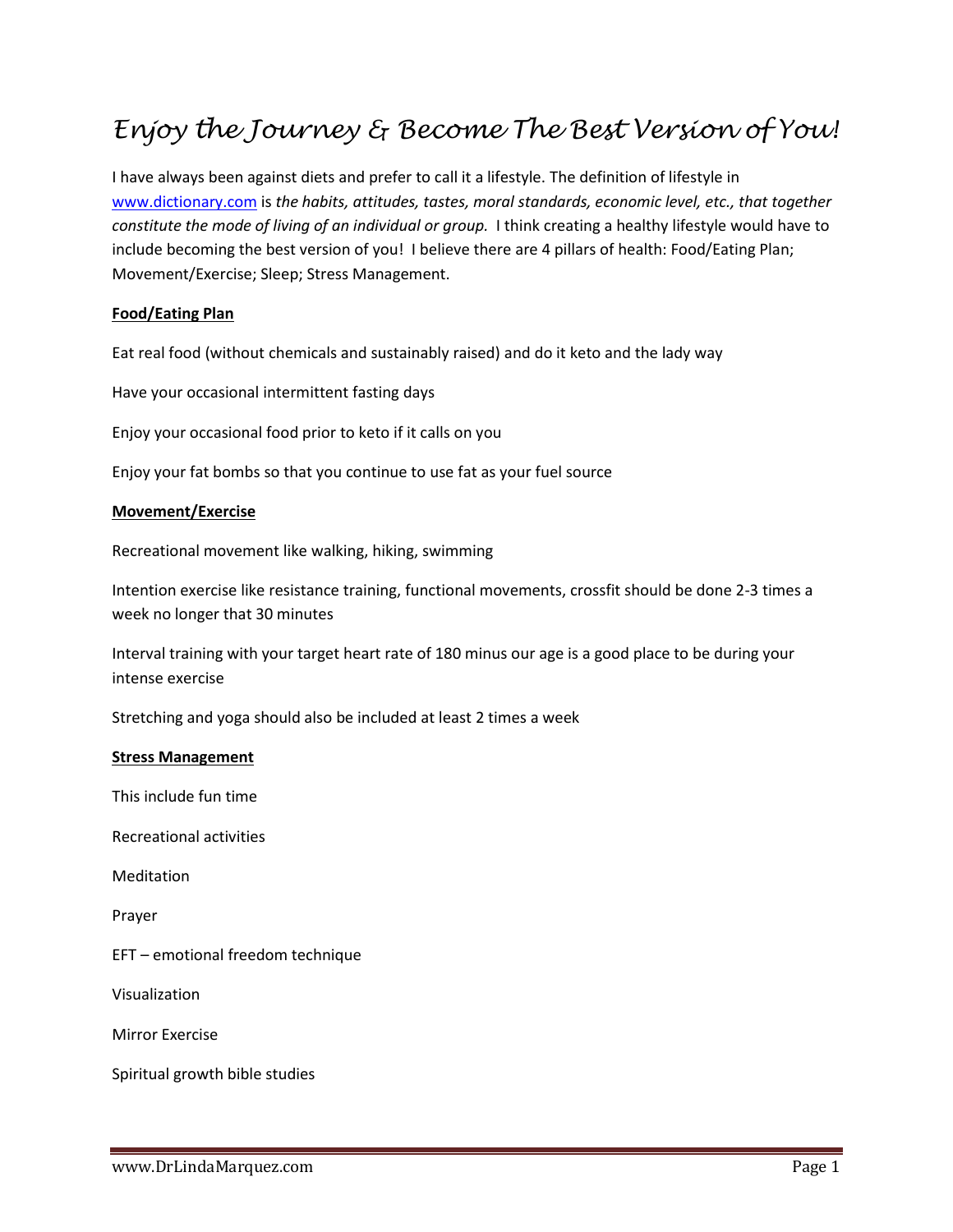# *Enjoy the Journey & Become The Best Version of You!*

I have always been against diets and prefer to call it a lifestyle. The definition of lifestyle in [www.dictionary.com](http://www.dictionary.com) is *the habits, attitudes, tastes, moral standards, economic level, etc., that together constitute the mode of living of an individual or group.* I think creating a healthy lifestyle would have to include becoming the best version of you! I believe there are 4 pillars of health: Food/Eating Plan; Movement/Exercise; Sleep; Stress Management.

**Food/Eating Plan**

Eat real food (without chemicals and sustainably raised) and do it keto and the lady way

Have your occasional intermittent fasting days

Enjoy your occasional food prior to keto if it calls on you

Enjoy your fat bombs so that you continue to use fat as your fuel source

**Movement/Exercise**

Recreational movement like walking, hiking, swimming

Intention exercise like resistance training, functional movements, crossfit should be done 2-3 times a week no longer that 30 minutes

Interval training with your target heart rate of 180 minus our age is a good place to be during your intense exercise

Stretching and yoga should also be included at least 2 times a week

**Stress Management**

This include fun time

Recreational activities

Meditation

Prayer

EFT – emotional freedom technique

Visualization

Mirror Exercise

Spiritual growth bible studies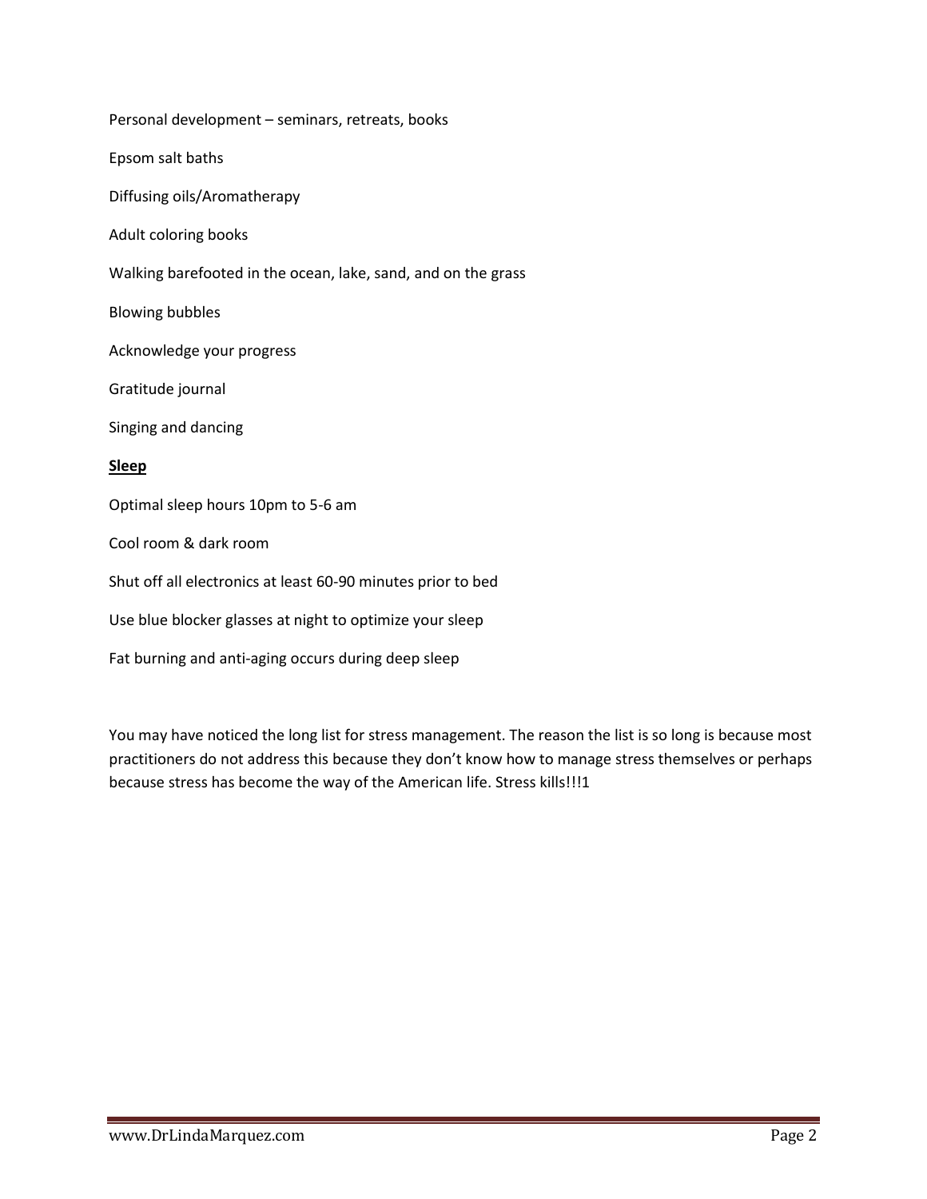Personal development – seminars, retreats, books

Epsom salt baths

Diffusing oils/Aromatherapy

Adult coloring books

Walking barefooted in the ocean, lake, sand, and on the grass

Blowing bubbles

Acknowledge your progress

Gratitude journal

Singing and dancing

**Sleep**

Optimal sleep hours 10pm to 5-6 am

Cool room & dark room

Shut off all electronics at least 60-90 minutes prior to bed

Use blue blocker glasses at night to optimize your sleep

Fat burning and anti-aging occurs during deep sleep

You may have noticed the long list for stress management. The reason the list is so long is because most practitioners do not address this because they don't know how to manage stress themselves or perhaps because stress has become the way of the American life. Stress kills!!!1